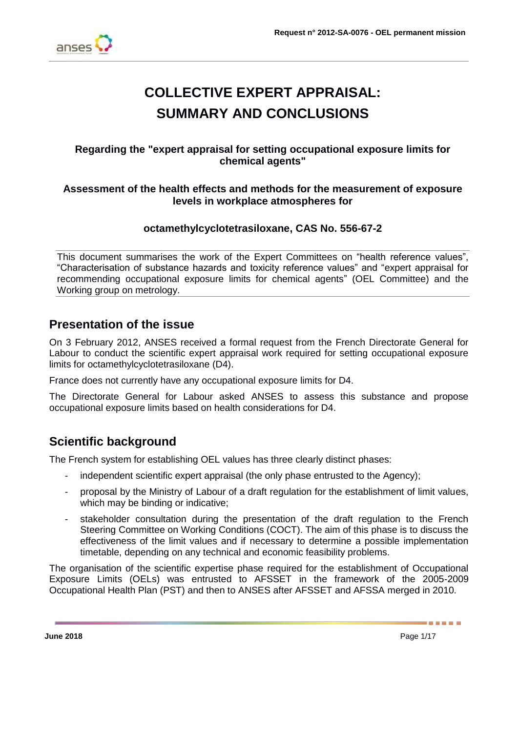# COLLECTIVE EXPERT APPRAISAL: SUMMARY AND CONCLUSIONS

**Regarding the "expert appraisal for setting occupational exposure limits for chemical agents"**

**Assessment of the health effects and methods for the measurement of exposure levels in workplace atmospheres for**

**octamethylcyclotetrasiloxane, CAS No. 556-67-2**

This document summarises the work of the Expert Committees on "health reference values", "Characterisation of substance hazards and toxicity reference values" and "expert appraisal for recommending occupational exposure limits for chemical agents" (OEL Committee) and the Working group on metrology.

## Presentation of the issue

On 3 February 2012, ANSES received a formal request from the French Directorate General for Labour to conduct the scientific expert appraisal work required for setting occupational exposure limits for octamethylcyclotetrasiloxane (D4).

France does not currently have any occupational exposure limits for D4.

The Directorate General for Labour asked ANSES to assess this substance and propose occupational exposure limits based on health considerations for D4.

## Scientific background

The French system for establishing OEL values has three clearly distinct phases:

- independent scientific expert appraisal (the only phase entrusted to the Agency);
- proposal by the Ministry of Labour of a draft regulation for the establishment of limit values, which may be binding or indicative;
- stakeholder consultation during the presentation of the draft regulation to the French Steering Committee on Working Conditions (COCT). The aim of this phase is to discuss the effectiveness of the limit values and if necessary to determine a possible implementation timetable, depending on any technical and economic feasibility problems.

The organisation of the scientific expertise phase required for the establishment of Occupational Exposure Limits (OELs) was entrusted to AFSSET in the framework of the 2005-2009 Occupational Health Plan (PST) and then to ANSES after AFSSET and AFSSA merged in 2010.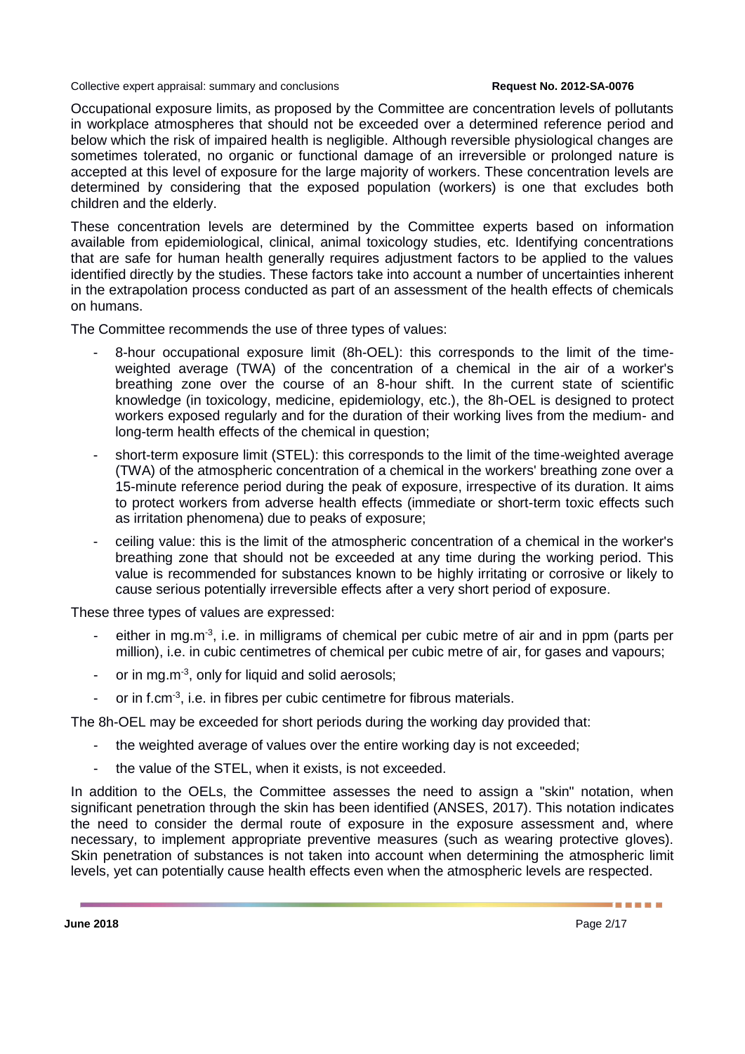Occupational exposure limits, as proposed by the Committee are concentration levels of pollutants in workplace atmospheres that should not be exceeded over a determined reference period and below which the risk of impaired health is negligible. Although reversible physiological changes are sometimes tolerated, no organic or functional damage of an irreversible or prolonged nature is accepted at this level of exposure for the large majority of workers. These concentration levels are determined by considering that the exposed population (workers) is one that excludes both children and the elderly.

These concentration levels are determined by the Committee experts based on information available from epidemiological, clinical, animal toxicology studies, etc. Identifying concentrations that are safe for human health generally requires adjustment factors to be applied to the values identified directly by the studies. These factors take into account a number of uncertainties inherent in the extrapolation process conducted as part of an assessment of the health effects of chemicals on humans.

The Committee recommends the use of three types of values:

- 8-hour occupational exposure limit (8h-OEL): this corresponds to the limit of the time-weighted average (TWA) of the concentration of a chemical in the air of a worker's breathing zone over the course of an 8-hour shift. In the current state of scientific knowledge (in toxicology, medicine, epidemiology, etc.), the 8h-OEL is designed to protect workers exposed regularly and for the duration of their working lives from the medium- and long-term health effects of the chemical in question;
- short-term exposure limit (STEL): this corresponds to the limit of the time-weighted average (TWA) of the atmospheric concentration of a chemical in the workers' breathing zone over a 15-minute reference period during the peak of exposure, irrespective of its duration. It aims to protect workers from adverse health effects (immediate or short-term toxic effects such as irritation phenomena) due to peaks of exposure;
- ceiling value: this is the limit of the atmospheric concentration of a chemical in the worker's breathing zone that should not be exceeded at any time during the working period. This value is recommended for substances known to be highly irritating or corrosive or likely to cause serious potentially irreversible effects after a very short period of exposure.

These three types of values are expressed:

- either in $mg.m^{-3}$, i.e. in milligrams of chemical per cubic metre of air and in ppm (parts per million), i.e. in cubic centimetres of chemical per cubic metre of air, for gases and vapours;
- or in $mg.m^{-3}$, only for liquid and solid aerosols;
- or in $f.cm^{-3}$, i.e. in fibres per cubic centimetre for fibrous materials.

The 8h-OEL may be exceeded for short periods during the working day provided that:

- the weighted average of values over the entire working day is not exceeded;
- the value of the STEL, when it exists, is not exceeded.

In addition to the OELs, the Committee assesses the need to assign a "skin" notation, when significant penetration through the skin has been identified (ANSES, 2017). This notation indicates the need to consider the dermal route of exposure in the exposure assessment and, where necessary, to implement appropriate preventive measures (such as wearing protective gloves). Skin penetration of substances is not taken into account when determining the atmospheric limit levels, yet can potentially cause health effects even when the atmospheric levels are respected.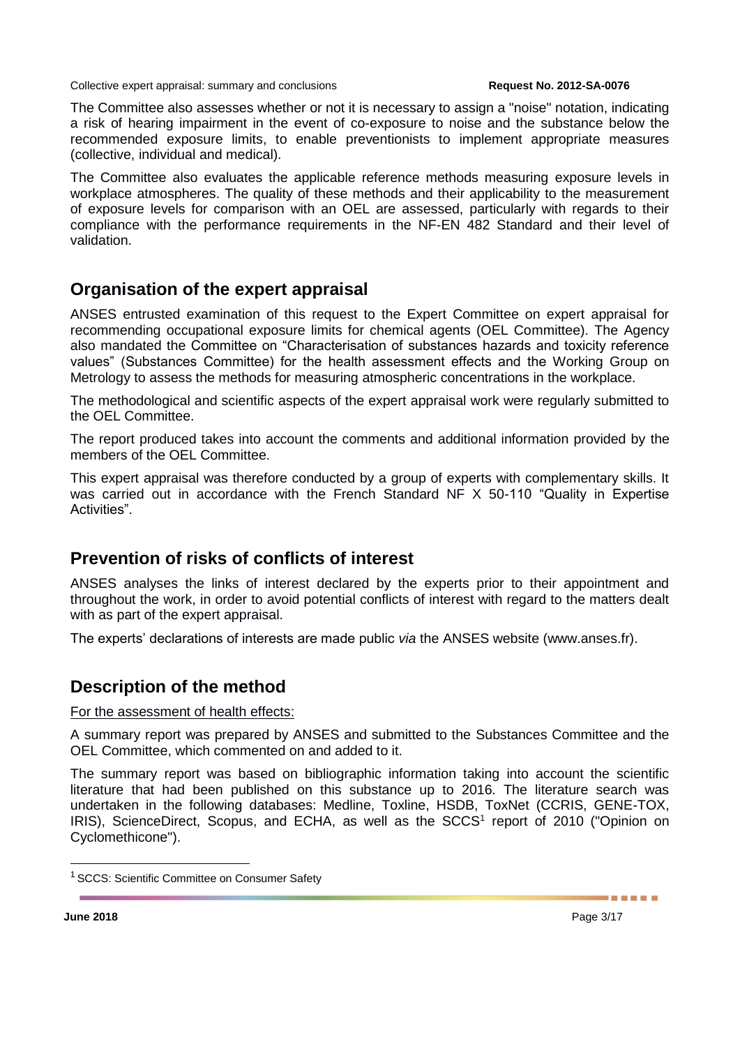The Committee also assesses whether or not it is necessary to assign a "noise" notation, indicating a risk of hearing impairment in the event of co-exposure to noise and the substance below the recommended exposure limits, to enable preventionists to implement appropriate measures (collective, individual and medical).

The Committee also evaluates the applicable reference methods measuring exposure levels in workplace atmospheres. The quality of these methods and their applicability to the measurement of exposure levels for comparison with an OEL are assessed, particularly with regards to their compliance with the performance requirements in the NF-EN 482 Standard and their level of validation.

## Organisation of the expert appraisal

ANSES entrusted examination of this request to the Expert Committee on expert appraisal for recommending occupational exposure limits for chemical agents (OEL Committee). The Agency also mandated the Committee on "Characterisation of substances hazards and toxicity reference values" (Substances Committee) for the health assessment effects and the Working Group on Metrology to assess the methods for measuring atmospheric concentrations in the workplace.

The methodological and scientific aspects of the expert appraisal work were regularly submitted to the OEL Committee.

The report produced takes into account the comments and additional information provided by the members of the OEL Committee.

This expert appraisal was therefore conducted by a group of experts with complementary skills. It was carried out in accordance with the French Standard NF X 50-110 "Quality in Expertise Activities".

## Prevention of risks of conflicts of interest

ANSES analyses the links of interest declared by the experts prior to their appointment and throughout the work, in order to avoid potential conflicts of interest with regard to the matters dealt with as part of the expert appraisal.

The experts' declarations of interests are made public *via* the ANSES website (www.anses.fr).

## Description of the method

For the assessment of health effects:

A summary report was prepared by ANSES and submitted to the Substances Committee and the OEL Committee, which commented on and added to it.

The summary report was based on bibliographic information taking into account the scientific literature that had been published on this substance up to 2016. The literature search was undertaken in the following databases: Medline, Toxline, HSDB, ToxNet (CCRIS, GENE-TOX, IRIS), ScienceDirect, Scopus, and ECHA, as well as the SCCS[1] report of 2010 ("Opinion on Cyclomethicone").

[1] SCCS: Scientific Committee on Consumer Safety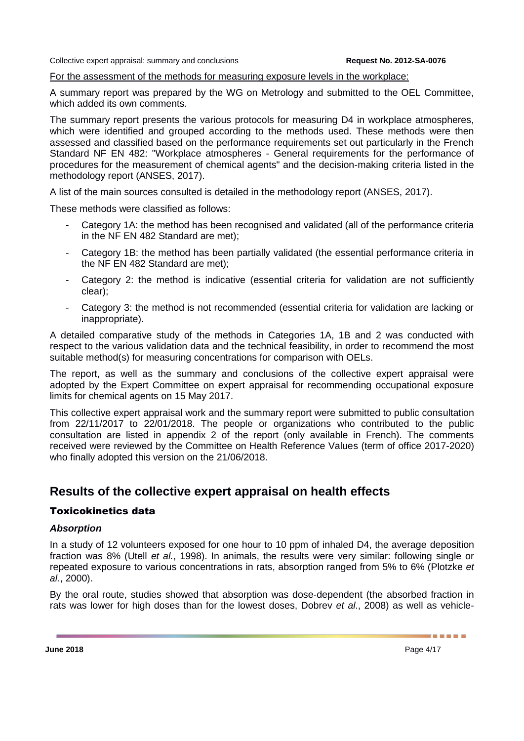For the assessment of the methods for measuring exposure levels in the workplace:

A summary report was prepared by the WG on Metrology and submitted to the OEL Committee, which added its own comments.

The summary report presents the various protocols for measuring D4 in workplace atmospheres, which were identified and grouped according to the methods used. These methods were then assessed and classified based on the performance requirements set out particularly in the French Standard NF EN 482: "Workplace atmospheres - General requirements for the performance of procedures for the measurement of chemical agents" and the decision-making criteria listed in the methodology report (ANSES, 2017).

A list of the main sources consulted is detailed in the methodology report (ANSES, 2017).

These methods were classified as follows:

- Category 1A: the method has been recognised and validated (all of the performance criteria in the NF EN 482 Standard are met);
- Category 1B: the method has been partially validated (the essential performance criteria in the NF EN 482 Standard are met);
- Category 2: the method is indicative (essential criteria for validation are not sufficiently clear);
- Category 3: the method is not recommended (essential criteria for validation are lacking or inappropriate).

A detailed comparative study of the methods in Categories 1A, 1B and 2 was conducted with respect to the various validation data and the technical feasibility, in order to recommend the most suitable method(s) for measuring concentrations for comparison with OELs.

The report, as well as the summary and conclusions of the collective expert appraisal were adopted by the Expert Committee on expert appraisal for recommending occupational exposure limits for chemical agents on 15 May 2017.

This collective expert appraisal work and the summary report were submitted to public consultation from 22/11/2017 to 22/01/2018. The people or organizations who contributed to the public consultation are listed in appendix 2 of the report (only available in French). The comments received were reviewed by the Committee on Health Reference Values (term of office 2017-2020) who finally adopted this version on the 21/06/2018.

## Results of the collective expert appraisal on health effects

### Toxicokinetics data

#### *Absorption*

In a study of 12 volunteers exposed for one hour to 10 ppm of inhaled D4, the average deposition fraction was 8% (Utell *et al.*, 1998). In animals, the results were very similar: following single or repeated exposure to various concentrations in rats, absorption ranged from 5% to 6% (Plotzke *et al.*, 2000).

By the oral route, studies showed that absorption was dose-dependent (the absorbed fraction in rats was lower for high doses than for the lowest doses, Dobrev *et al.*, 2008) as well as vehicle-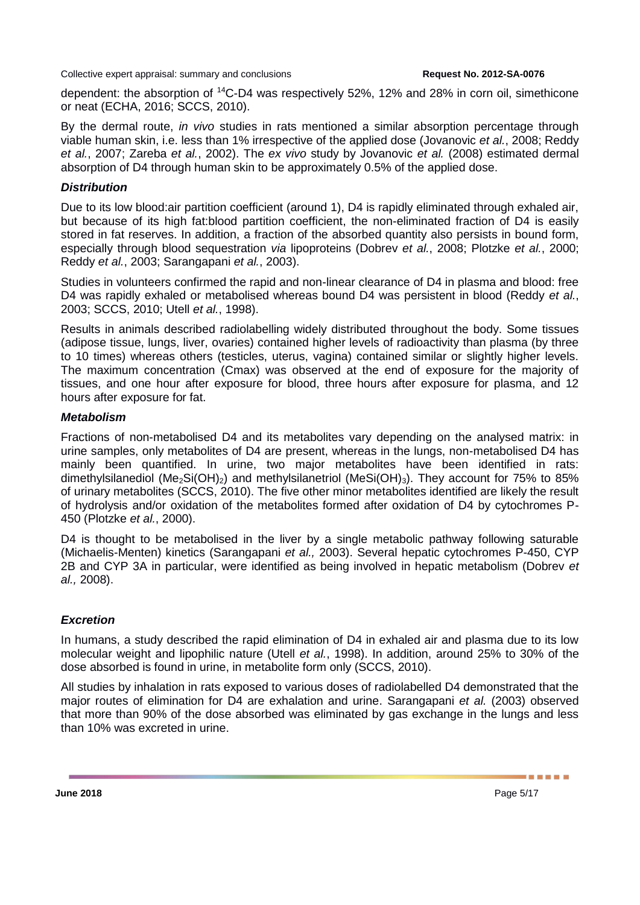dependent: the absorption of $^{14}C$-D4 was respectively 52%, 12% and 28% in corn oil, simethicone or neat (ECHA, 2016; SCCS, 2010).

By the dermal route, *in vivo* studies in rats mentioned a similar absorption percentage through viable human skin, i.e. less than 1% irrespective of the applied dose (Jovanovic *et al.*, 2008; Reddy *et al.*, 2007; Zareba *et al.*, 2002). The *ex vivo* study by Jovanovic *et al.* (2008) estimated dermal absorption of D4 through human skin to be approximately 0.5% of the applied dose.

### *Distribution*

Due to its low blood:air partition coefficient (around 1), D4 is rapidly eliminated through exhaled air, but because of its high fat:blood partition coefficient, the non-eliminated fraction of D4 is easily stored in fat reserves. In addition, a fraction of the absorbed quantity also persists in bound form, especially through blood sequestration *via* lipoproteins (Dobrev *et al.*, 2008; Plotzke *et al.*, 2000; Reddy *et al.*, 2003; Sarangapani *et al.*, 2003).

Studies in volunteers confirmed the rapid and non-linear clearance of D4 in plasma and blood: free D4 was rapidly exhaled or metabolised whereas bound D4 was persistent in blood (Reddy *et al.*, 2003; SCCS, 2010; Utell *et al.*, 1998).

Results in animals described radiolabelling widely distributed throughout the body. Some tissues (adipose tissue, lungs, liver, ovaries) contained higher levels of radioactivity than plasma (by three to 10 times) whereas others (testicles, uterus, vagina) contained similar or slightly higher levels. The maximum concentration (Cmax) was observed at the end of exposure for the majority of tissues, and one hour after exposure for blood, three hours after exposure for plasma, and 12 hours after exposure for fat.

### *Metabolism*

Fractions of non-metabolised D4 and its metabolites vary depending on the analysed matrix: in urine samples, only metabolites of D4 are present, whereas in the lungs, non-metabolised D4 has mainly been quantified. In urine, two major metabolites have been identified in rats: dimethylsilanediol ($Me_2Si(OH)_2$) and methylsilanetriol ($MeSi(OH)_3$). They account for 75% to 85% of urinary metabolites (SCCS, 2010). The five other minor metabolites identified are likely the result of hydrolysis and/or oxidation of the metabolites formed after oxidation of D4 by cytochromes P-450 (Plotzke *et al.*, 2000).

D4 is thought to be metabolised in the liver by a single metabolic pathway following saturable (Michaelis-Menten) kinetics (Sarangapani *et al.,* 2003). Several hepatic cytochromes P-450, CYP 2B and CYP 3A in particular, were identified as being involved in hepatic metabolism (Dobrev *et al.,* 2008).

### *Excretion*

In humans, a study described the rapid elimination of D4 in exhaled air and plasma due to its low molecular weight and lipophilic nature (Utell *et al.*, 1998). In addition, around 25% to 30% of the dose absorbed is found in urine, in metabolite form only (SCCS, 2010).

All studies by inhalation in rats exposed to various doses of radiolabelled D4 demonstrated that the major routes of elimination for D4 are exhalation and urine. Sarangapani *et al.* (2003) observed that more than 90% of the dose absorbed was eliminated by gas exchange in the lungs and less than 10% was excreted in urine.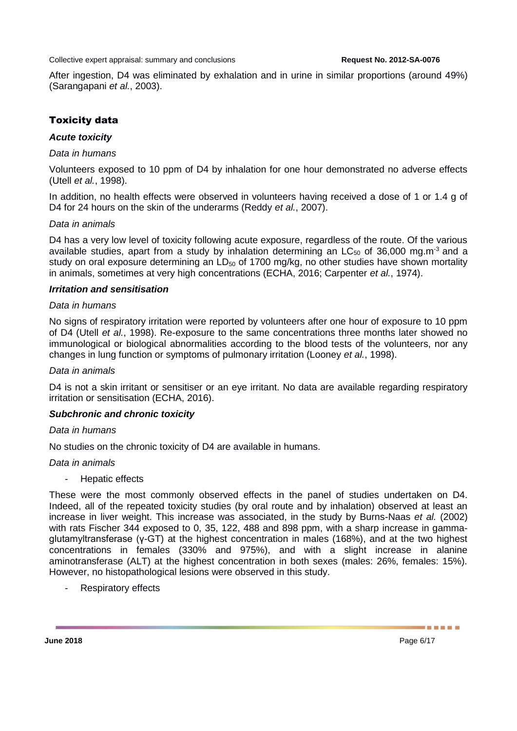After ingestion, D4 was eliminated by exhalation and in urine in similar proportions (around 49%) (Sarangapani *et al.*, 2003).

## Toxicity data

### *Acute toxicity*

*Data in humans*

Volunteers exposed to 10 ppm of D4 by inhalation for one hour demonstrated no adverse effects (Utell *et al.*, 1998).

In addition, no health effects were observed in volunteers having received a dose of 1 or 1.4 g of D4 for 24 hours on the skin of the underarms (Reddy *et al.*, 2007).

*Data in animals*

D4 has a very low level of toxicity following acute exposure, regardless of the route. Of the various available studies, apart from a study by inhalation determining an $LC_{50}$ of 36,000 mg.m$^{-3}$ and a study on oral exposure determining an $LD_{50}$ of 1700 mg/kg, no other studies have shown mortality in animals, sometimes at very high concentrations (ECHA, 2016; Carpenter *et al.*, 1974).

### *Irritation and sensitisation*

*Data in humans*

No signs of respiratory irritation were reported by volunteers after one hour of exposure to 10 ppm of D4 (Utell *et al.*, 1998). Re-exposure to the same concentrations three months later showed no immunological or biological abnormalities according to the blood tests of the volunteers, nor any changes in lung function or symptoms of pulmonary irritation (Looney *et al.*, 1998).

*Data in animals*

D4 is not a skin irritant or sensitiser or an eye irritant. No data are available regarding respiratory irritation or sensitisation (ECHA, 2016).

### *Subchronic and chronic toxicity*

*Data in humans*

No studies on the chronic toxicity of D4 are available in humans.

*Data in animals*

- Hepatic effects

These were the most commonly observed effects in the panel of studies undertaken on D4. Indeed, all of the repeated toxicity studies (by oral route and by inhalation) observed at least an increase in liver weight. This increase was associated, in the study by Burns-Naas *et al.* (2002) with rats Fischer 344 exposed to 0, 35, 122, 488 and 898 ppm, with a sharp increase in gamma-glutamyltransferase (γ-GT) at the highest concentration in males (168%), and at the two highest concentrations in females (330% and 975%), and with a slight increase in alanine aminotransferase (ALT) at the highest concentration in both sexes (males: 26%, females: 15%). However, no histopathological lesions were observed in this study.

- Respiratory effects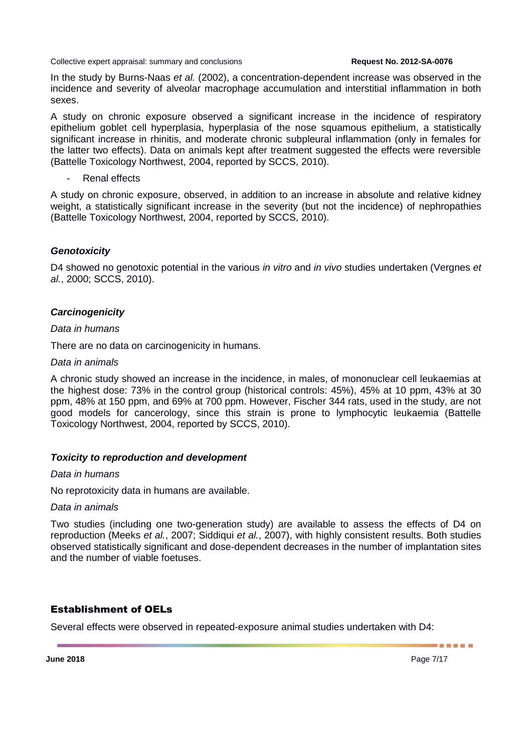In the study by Burns-Naas *et al.* (2002), a concentration-dependent increase was observed in the incidence and severity of alveolar macrophage accumulation and interstitial inflammation in both sexes.

A study on chronic exposure observed a significant increase in the incidence of respiratory epithelium goblet cell hyperplasia, hyperplasia of the nose squamous epithelium, a statistically significant increase in rhinitis, and moderate chronic subpleural inflammation (only in females for the latter two effects). Data on animals kept after treatment suggested the effects were reversible (Battelle Toxicology Northwest, 2004, reported by SCCS, 2010).

- Renal effects

A study on chronic exposure, observed, in addition to an increase in absolute and relative kidney weight, a statistically significant increase in the severity (but not the incidence) of nephropathies (Battelle Toxicology Northwest, 2004, reported by SCCS, 2010).

### *Genotoxicity*

D4 showed no genotoxic potential in the various *in vitro* and *in vivo* studies undertaken (Vergnes *et al.*, 2000; SCCS, 2010).

### *Carcinogenicity*

*Data in humans*

There are no data on carcinogenicity in humans.

*Data in animals*

A chronic study showed an increase in the incidence, in males, of mononuclear cell leukaemias at the highest dose: 73% in the control group (historical controls: 45%), 45% at 10 ppm, 43% at 30 ppm, 48% at 150 ppm, and 69% at 700 ppm. However, Fischer 344 rats, used in the study, are not good models for cancerology, since this strain is prone to lymphocytic leukaemia (Battelle Toxicology Northwest, 2004, reported by SCCS, 2010).

### *Toxicity to reproduction and development*

*Data in humans*

No reprotoxicity data in humans are available.

*Data in animals*

Two studies (including one two-generation study) are available to assess the effects of D4 on reproduction (Meeks *et al.*, 2007; Siddiqui *et al.*, 2007), with highly consistent results. Both studies observed statistically significant and dose-dependent decreases in the number of implantation sites and the number of viable foetuses.

## Establishment of OELs

Several effects were observed in repeated-exposure animal studies undertaken with D4: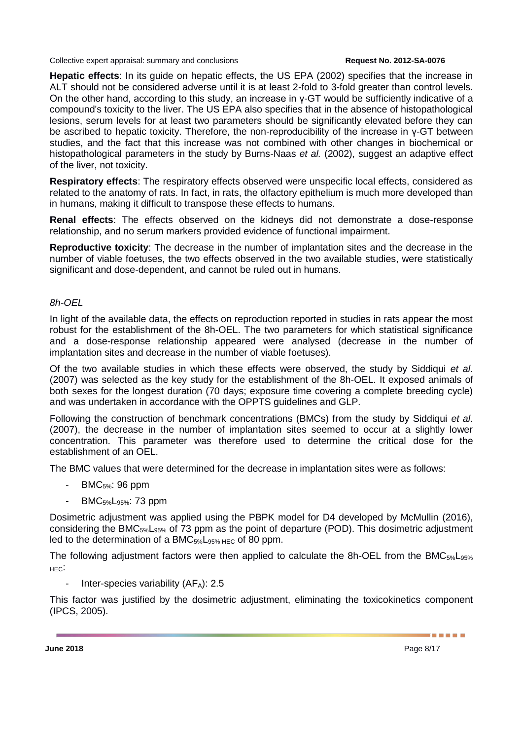**Hepatic effects**: In its guide on hepatic effects, the US EPA (2002) specifies that the increase in ALT should not be considered adverse until it is at least 2-fold to 3-fold greater than control levels. On the other hand, according to this study, an increase in γ-GT would be sufficiently indicative of a compound's toxicity to the liver. The US EPA also specifies that in the absence of histopathological lesions, serum levels for at least two parameters should be significantly elevated before they can be ascribed to hepatic toxicity. Therefore, the non-reproducibility of the increase in γ-GT between studies, and the fact that this increase was not combined with other changes in biochemical or histopathological parameters in the study by Burns-Naas *et al.* (2002), suggest an adaptive effect of the liver, not toxicity.

**Respiratory effects**: The respiratory effects observed were unspecific local effects, considered as related to the anatomy of rats. In fact, in rats, the olfactory epithelium is much more developed than in humans, making it difficult to transpose these effects to humans.

**Renal effects**: The effects observed on the kidneys did not demonstrate a dose-response relationship, and no serum markers provided evidence of functional impairment.

**Reproductive toxicity**: The decrease in the number of implantation sites and the decrease in the number of viable foetuses, the two effects observed in the two available studies, were statistically significant and dose-dependent, and cannot be ruled out in humans.

*8h-OEL*

In light of the available data, the effects on reproduction reported in studies in rats appear the most robust for the establishment of the 8h-OEL. The two parameters for which statistical significance and a dose-response relationship appeared were analysed (decrease in the number of implantation sites and decrease in the number of viable foetuses).

Of the two available studies in which these effects were observed, the study by Siddiqui *et al*. (2007) was selected as the key study for the establishment of the 8h-OEL. It exposed animals of both sexes for the longest duration (70 days; exposure time covering a complete breeding cycle) and was undertaken in accordance with the OPPTS guidelines and GLP.

Following the construction of benchmark concentrations (BMCs) from the study by Siddiqui *et al*. (2007), the decrease in the number of implantation sites seemed to occur at a slightly lower concentration. This parameter was therefore used to determine the critical dose for the establishment of an OEL.

The BMC values that were determined for the decrease in implantation sites were as follows:

- $BMC_{5\%}$: 96 ppm
- $BMC_{5\%}L_{95\%}$: 73 ppm

Dosimetric adjustment was applied using the PBPK model for D4 developed by McMullin (2016), considering the $BMC_{5\%}L_{95\%}$ of 73 ppm as the point of departure (POD). This dosimetric adjustment led to the determination of a $BMC_{5\%}L_{95\%\ HEC}$ of 80 ppm.

The following adjustment factors were then applied to calculate the 8h-OEL from the $BMC_{5\%}L_{95\%\ HEC}$:

- Inter-species variability ($AF_A$): 2.5

This factor was justified by the dosimetric adjustment, eliminating the toxicokinetics component (IPCS, 2005).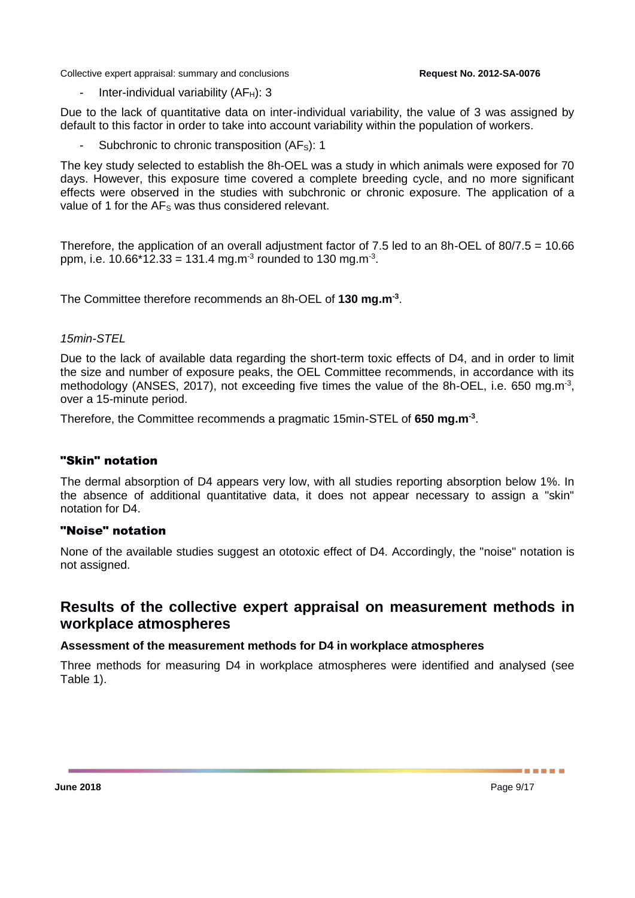- Inter-individual variability ($AF_H$): 3

Due to the lack of quantitative data on inter-individual variability, the value of 3 was assigned by default to this factor in order to take into account variability within the population of workers.

- Subchronic to chronic transposition ($AF_S$): 1

The key study selected to establish the 8h-OEL was a study in which animals were exposed for 70 days. However, this exposure time covered a complete breeding cycle, and no more significant effects were observed in the studies with subchronic or chronic exposure. The application of a value of 1 for the $AF_S$ was thus considered relevant.

Therefore, the application of an overall adjustment factor of 7.5 led to an 8h-OEL of 80/7.5 = 10.66 ppm, i.e. 10.66*12.33 = 131.4 mg.m$^{-3}$ rounded to 130 mg.m$^{-3}$.

The Committee therefore recommends an 8h-OEL of **130 mg.m$^{-3}$**.

*15min-STEL*

Due to the lack of available data regarding the short-term toxic effects of D4, and in order to limit the size and number of exposure peaks, the OEL Committee recommends, in accordance with its methodology (ANSES, 2017), not exceeding five times the value of the 8h-OEL, i.e. 650 mg.m$^{-3}$, over a 15-minute period.

Therefore, the Committee recommends a pragmatic 15min-STEL of **650 mg.m$^{-3}$**.

### "Skin" notation

The dermal absorption of D4 appears very low, with all studies reporting absorption below 1%. In the absence of additional quantitative data, it does not appear necessary to assign a "skin" notation for D4.

### "Noise" notation

None of the available studies suggest an ototoxic effect of D4. Accordingly, the "noise" notation is not assigned.

## Results of the collective expert appraisal on measurement methods in workplace atmospheres

**Assessment of the measurement methods for D4 in workplace atmospheres**

Three methods for measuring D4 in workplace atmospheres were identified and analysed (see Table 1).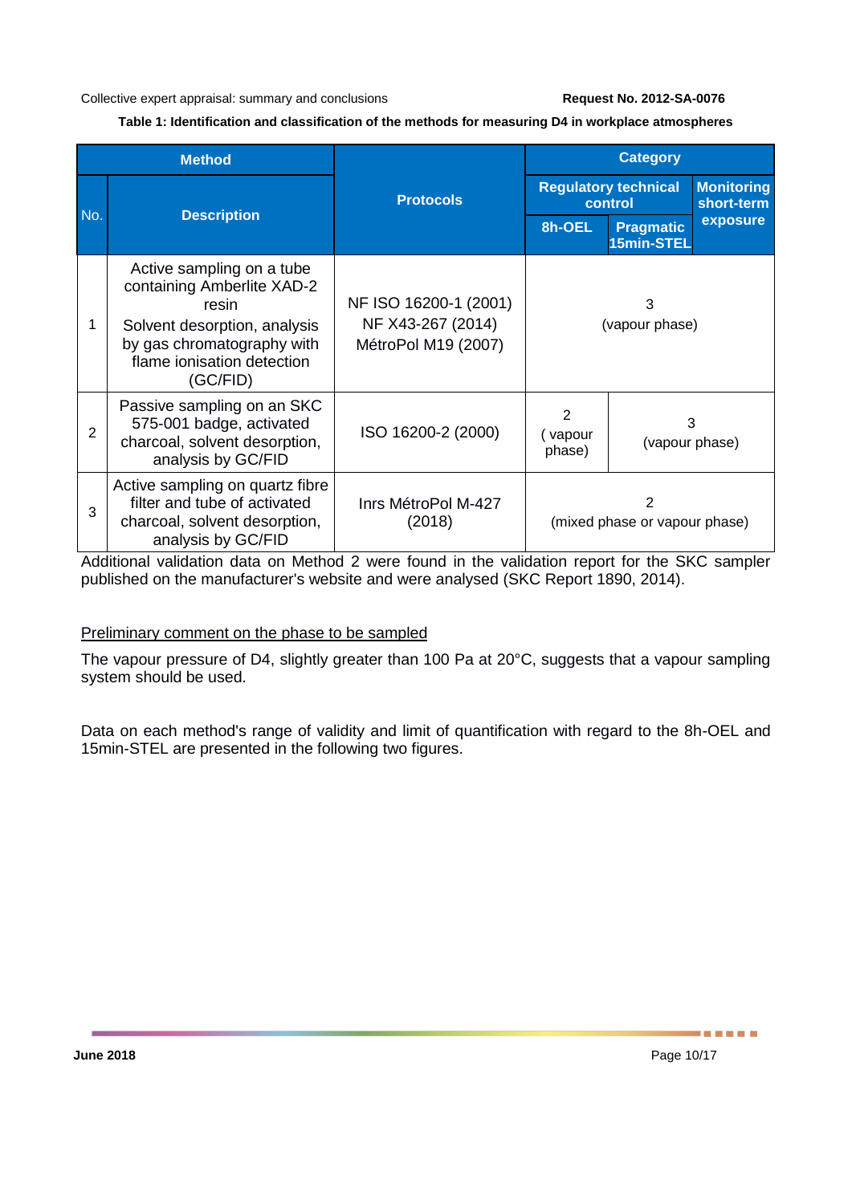Table 1: Identification and classification of the methods for measuring D4 in workplace atmospheres

| Method | | Protocols | Category | | |
|---|---|---|---|---|---|
| | | | Regulatory technical control | | Monitoring short-term exposure |
| No. | Description | | 8h-OEL | Pragmatic 15min-STEL | |
| 1 | Active sampling on a tube containing Amberlite XAD-2 resin<br>Solvent desorption, analysis by gas chromatography with flame ionisation detection (GC/FID) | NF ISO 16200-1 (2001)<br>NF X43-267 (2014)<br>MétroPol M19 (2007) | 3<br>(vapour phase) | | |
| 2 | Passive sampling on an SKC 575-001 badge, activated charcoal, solvent desorption, analysis by GC/FID | ISO 16200-2 (2000) | 2<br>( vapour phase) | 3<br>(vapour phase) | |
| 3 | Active sampling on quartz fibre filter and tube of activated charcoal, solvent desorption, analysis by GC/FID | Inrs MétroPol M-427 (2018) | 2<br>(mixed phase or vapour phase) | | |

Additional validation data on Method 2 were found in the validation report for the SKC sampler published on the manufacturer's website and were analysed (SKC Report 1890, 2014).

<u>Preliminary comment on the phase to be sampled</u>

The vapour pressure of D4, slightly greater than 100 Pa at 20°C, suggests that a vapour sampling system should be used.

Data on each method's range of validity and limit of quantification with regard to the 8h-OEL and 15min-STEL are presented in the following two figures.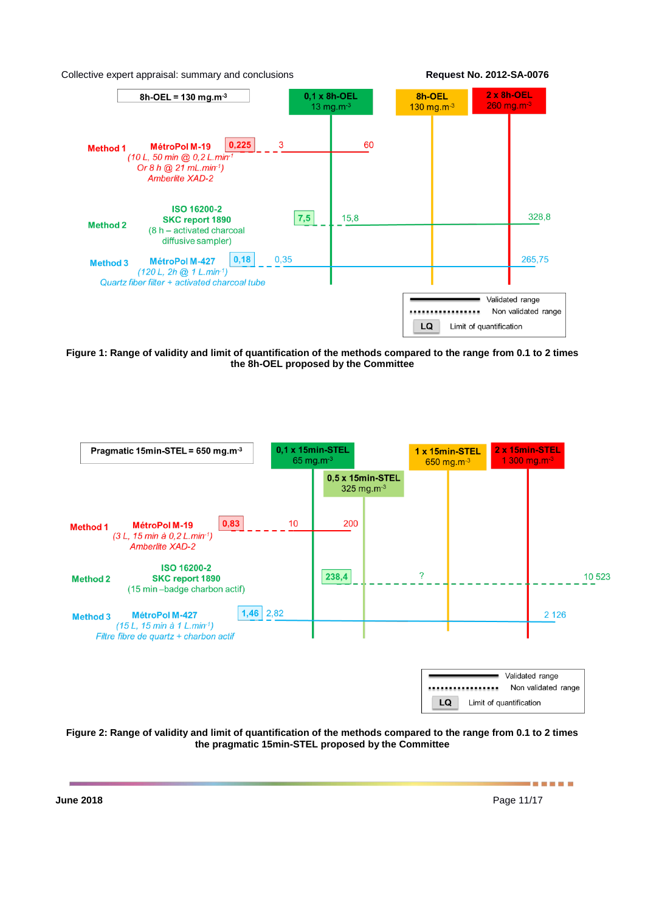**Figure 1: Range of validity and limit of quantification of the methods compared to the range from 0.1 to 2 times the 8h-OEL proposed by the Committee**

**Figure 2: Range of validity and limit of quantification of the methods compared to the range from 0.1 to 2 times the pragmatic 15min-STEL proposed by the Committee**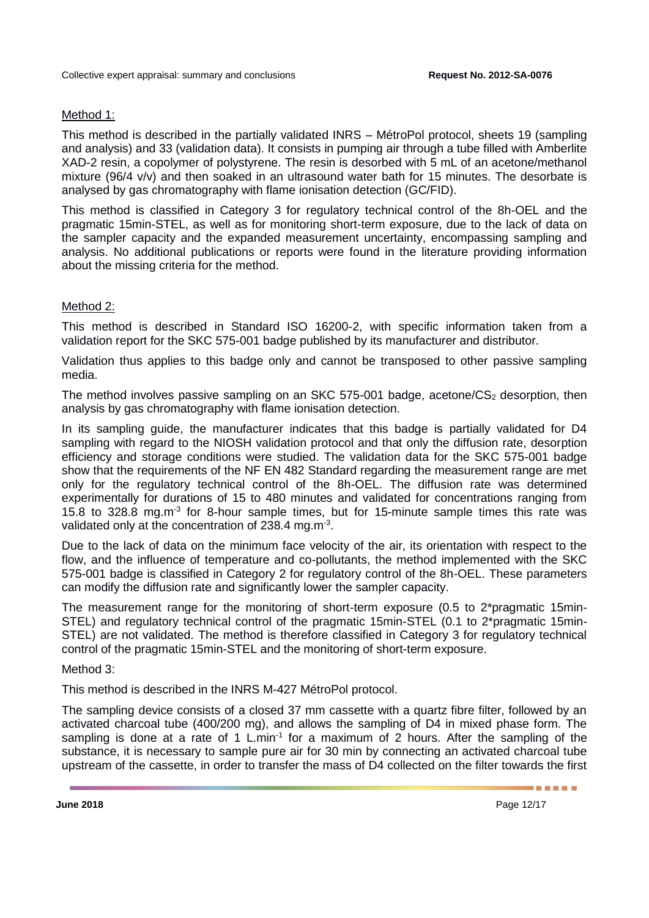Method 1:

This method is described in the partially validated INRS – MétroPol protocol, sheets 19 (sampling and analysis) and 33 (validation data). It consists in pumping air through a tube filled with Amberlite XAD-2 resin, a copolymer of polystyrene. The resin is desorbed with 5 mL of an acetone/methanol mixture (96/4 v/v) and then soaked in an ultrasound water bath for 15 minutes. The desorbate is analysed by gas chromatography with flame ionisation detection (GC/FID).

This method is classified in Category 3 for regulatory technical control of the 8h-OEL and the pragmatic 15min-STEL, as well as for monitoring short-term exposure, due to the lack of data on the sampler capacity and the expanded measurement uncertainty, encompassing sampling and analysis. No additional publications or reports were found in the literature providing information about the missing criteria for the method.

Method 2:

This method is described in Standard ISO 16200-2, with specific information taken from a validation report for the SKC 575-001 badge published by its manufacturer and distributor.

Validation thus applies to this badge only and cannot be transposed to other passive sampling media.

The method involves passive sampling on an SKC 575-001 badge, acetone/$CS_2$ desorption, then analysis by gas chromatography with flame ionisation detection.

In its sampling guide, the manufacturer indicates that this badge is partially validated for D4 sampling with regard to the NIOSH validation protocol and that only the diffusion rate, desorption efficiency and storage conditions were studied. The validation data for the SKC 575-001 badge show that the requirements of the NF EN 482 Standard regarding the measurement range are met only for the regulatory technical control of the 8h-OEL. The diffusion rate was determined experimentally for durations of 15 to 480 minutes and validated for concentrations ranging from 15.8 to 328.8 mg.m$^{-3}$ for 8-hour sample times, but for 15-minute sample times this rate was validated only at the concentration of 238.4 mg.m$^{-3}$.

Due to the lack of data on the minimum face velocity of the air, its orientation with respect to the flow, and the influence of temperature and co-pollutants, the method implemented with the SKC 575-001 badge is classified in Category 2 for regulatory control of the 8h-OEL. These parameters can modify the diffusion rate and significantly lower the sampler capacity.

The measurement range for the monitoring of short-term exposure (0.5 to 2*pragmatic 15min-STEL) and regulatory technical control of the pragmatic 15min-STEL (0.1 to 2*pragmatic 15min-STEL) are not validated. The method is therefore classified in Category 3 for regulatory technical control of the pragmatic 15min-STEL and the monitoring of short-term exposure.

Method 3:

This method is described in the INRS M-427 MétroPol protocol.

The sampling device consists of a closed 37 mm cassette with a quartz fibre filter, followed by an activated charcoal tube (400/200 mg), and allows the sampling of D4 in mixed phase form. The sampling is done at a rate of 1 L.min$^{-1}$ for a maximum of 2 hours. After the sampling of the substance, it is necessary to sample pure air for 30 min by connecting an activated charcoal tube upstream of the cassette, in order to transfer the mass of D4 collected on the filter towards the first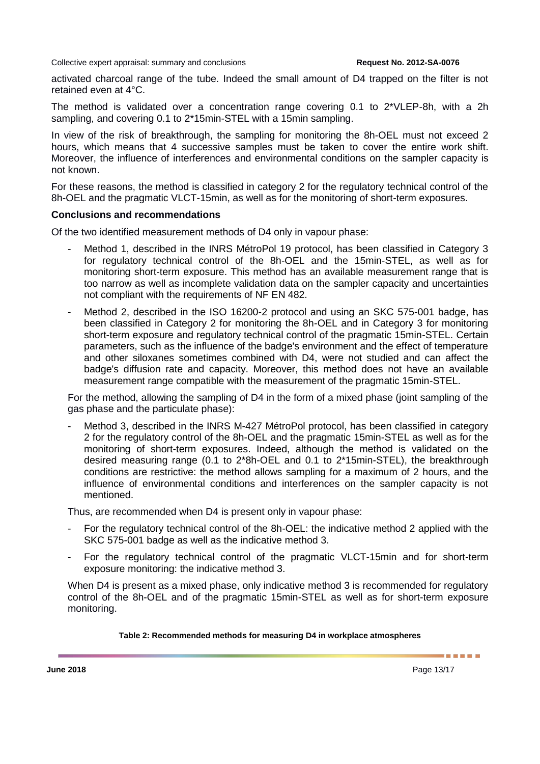activated charcoal range of the tube. Indeed the small amount of D4 trapped on the filter is not retained even at 4°C.

The method is validated over a concentration range covering 0.1 to 2*VLEP-8h, with a 2h sampling, and covering 0.1 to 2*15min-STEL with a 15min sampling.

In view of the risk of breakthrough, the sampling for monitoring the 8h-OEL must not exceed 2 hours, which means that 4 successive samples must be taken to cover the entire work shift. Moreover, the influence of interferences and environmental conditions on the sampler capacity is not known.

For these reasons, the method is classified in category 2 for the regulatory technical control of the 8h-OEL and the pragmatic VLCT-15min, as well as for the monitoring of short-term exposures.

**Conclusions and recommendations**

Of the two identified measurement methods of D4 only in vapour phase:

- Method 1, described in the INRS MétroPol 19 protocol, has been classified in Category 3 for regulatory technical control of the 8h-OEL and the 15min-STEL, as well as for monitoring short-term exposure. This method has an available measurement range that is too narrow as well as incomplete validation data on the sampler capacity and uncertainties not compliant with the requirements of NF EN 482.
- Method 2, described in the ISO 16200-2 protocol and using an SKC 575-001 badge, has been classified in Category 2 for monitoring the 8h-OEL and in Category 3 for monitoring short-term exposure and regulatory technical control of the pragmatic 15min-STEL. Certain parameters, such as the influence of the badge's environment and the effect of temperature and other siloxanes sometimes combined with D4, were not studied and can affect the badge's diffusion rate and capacity. Moreover, this method does not have an available measurement range compatible with the measurement of the pragmatic 15min-STEL.

For the method, allowing the sampling of D4 in the form of a mixed phase (joint sampling of the gas phase and the particulate phase):

- Method 3, described in the INRS M-427 MétroPol protocol, has been classified in category 2 for the regulatory control of the 8h-OEL and the pragmatic 15min-STEL as well as for the monitoring of short-term exposures. Indeed, although the method is validated on the desired measuring range (0.1 to 2*8h-OEL and 0.1 to 2*15min-STEL), the breakthrough conditions are restrictive: the method allows sampling for a maximum of 2 hours, and the influence of environmental conditions and interferences on the sampler capacity is not mentioned.

Thus, are recommended when D4 is present only in vapour phase:

- For the regulatory technical control of the 8h-OEL: the indicative method 2 applied with the SKC 575-001 badge as well as the indicative method 3.
- For the regulatory technical control of the pragmatic VLCT-15min and for short-term exposure monitoring: the indicative method 3.

When D4 is present as a mixed phase, only indicative method 3 is recommended for regulatory control of the 8h-OEL and of the pragmatic 15min-STEL as well as for short-term exposure monitoring.

**Table 2: Recommended methods for measuring D4 in workplace atmospheres**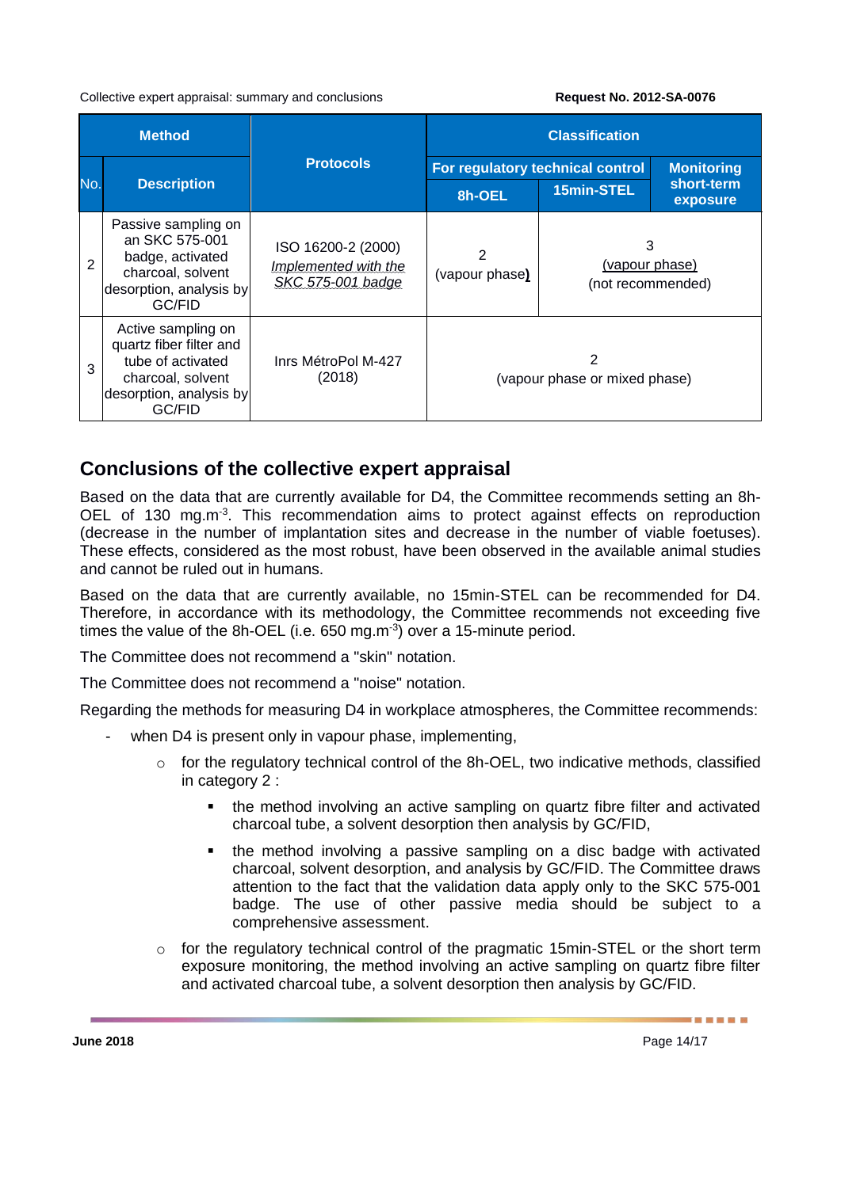| Method | | Protocols | Classification | | |
|---|---|---|---|---|---|
| | | | For regulatory technical control | | Monitoring short-term exposure |
| No. | Description | | 8h-OEL | 15min-STEL | |
| 2 | Passive sampling on an SKC 575-001 badge, activated charcoal, solvent desorption, analysis by GC/FID | ISO 16200-2 (2000) *Implemented with the SKC 575-001 badge* | 2 (vapour phase) | 3 (vapour phase) (not recommended) | |
| 3 | Active sampling on quartz fiber filter and tube of activated charcoal, solvent desorption, analysis by GC/FID | Inrs MétroPol M-427 (2018) | 2 (vapour phase or mixed phase) | | |

## Conclusions of the collective expert appraisal

Based on the data that are currently available for D4, the Committee recommends setting an 8h-OEL of 130 mg.m$^{-3}$. This recommendation aims to protect against effects on reproduction (decrease in the number of implantation sites and decrease in the number of viable foetuses). These effects, considered as the most robust, have been observed in the available animal studies and cannot be ruled out in humans.

Based on the data that are currently available, no 15min-STEL can be recommended for D4. Therefore, in accordance with its methodology, the Committee recommends not exceeding five times the value of the 8h-OEL (i.e. 650 mg.m$^{-3}$) over a 15-minute period.

The Committee does not recommend a "skin" notation.

The Committee does not recommend a "noise" notation.

Regarding the methods for measuring D4 in workplace atmospheres, the Committee recommends:

- when D4 is present only in vapour phase, implementing,
  - for the regulatory technical control of the 8h-OEL, two indicative methods, classified in category 2 :
    - the method involving an active sampling on quartz fibre filter and activated charcoal tube, a solvent desorption then analysis by GC/FID,
    - the method involving a passive sampling on a disc badge with activated charcoal, solvent desorption, and analysis by GC/FID. The Committee draws attention to the fact that the validation data apply only to the SKC 575-001 badge. The use of other passive media should be subject to a comprehensive assessment.
  - for the regulatory technical control of the pragmatic 15min-STEL or the short term exposure monitoring, the method involving an active sampling on quartz fibre filter and activated charcoal tube, a solvent desorption then analysis by GC/FID.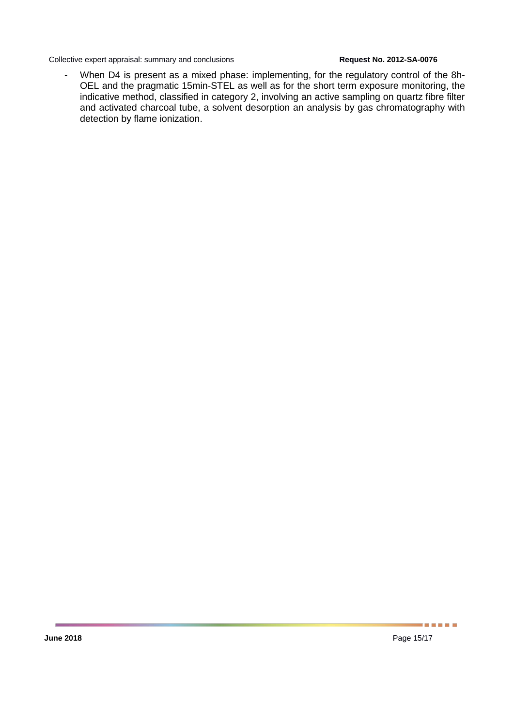- When D4 is present as a mixed phase: implementing, for the regulatory control of the 8h-OEL and the pragmatic 15min-STEL as well as for the short term exposure monitoring, the indicative method, classified in category 2, involving an active sampling on quartz fibre filter and activated charcoal tube, a solvent desorption an analysis by gas chromatography with detection by flame ionization.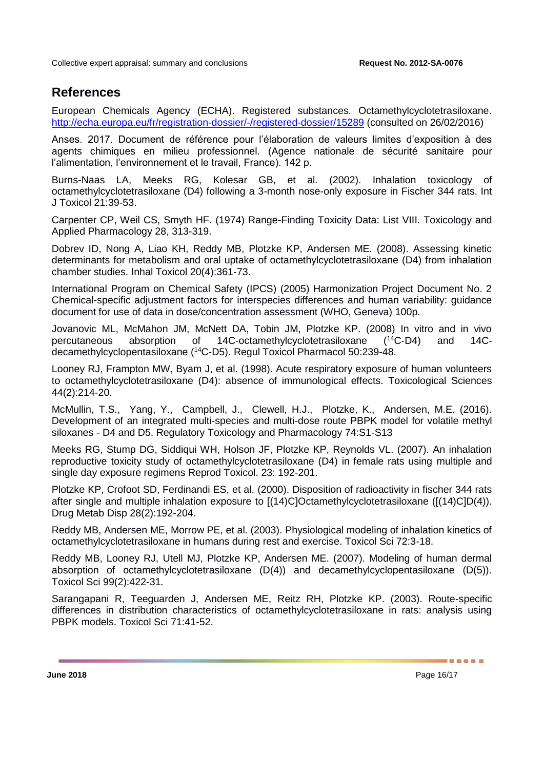## References

European Chemicals Agency (ECHA). Registered substances. Octamethylcyclotetrasiloxane. http://echa.europa.eu/fr/registration-dossier/-/registered-dossier/15289 (consulted on 26/02/2016)

Anses. 2017. Document de référence pour l'élaboration de valeurs limites d'exposition à des agents chimiques en milieu professionnel. (Agence nationale de sécurité sanitaire pour l'alimentation, l'environnement et le travail, France). 142 p.

Burns-Naas LA, Meeks RG, Kolesar GB, et al. (2002). Inhalation toxicology of octamethylcyclotetrasiloxane (D4) following a 3-month nose-only exposure in Fischer 344 rats. Int J Toxicol 21:39-53.

Carpenter CP, Weil CS, Smyth HF. (1974) Range-Finding Toxicity Data: List VIII. Toxicology and Applied Pharmacology 28, 313-319.

Dobrev ID, Nong A, Liao KH, Reddy MB, Plotzke KP, Andersen ME. (2008). Assessing kinetic determinants for metabolism and oral uptake of octamethylcyclotetrasiloxane (D4) from inhalation chamber studies. Inhal Toxicol 20(4):361-73.

International Program on Chemical Safety (IPCS) (2005) Harmonization Project Document No. 2 Chemical-specific adjustment factors for interspecies differences and human variability: guidance document for use of data in dose/concentration assessment (WHO, Geneva) 100p.

Jovanovic ML, McMahon JM, McNett DA, Tobin JM, Plotzke KP. (2008) In vitro and in vivo percutaneous absorption of 14C-octamethylcyclotetrasiloxane ($^{14}$C-D4) and 14C-decamethylcyclopentasiloxane ($^{14}$C-D5). Regul Toxicol Pharmacol 50:239-48.

Looney RJ, Frampton MW, Byam J, et al. (1998). Acute respiratory exposure of human volunteers to octamethylcyclotetrasiloxane (D4): absence of immunological effects. Toxicological Sciences 44(2):214-20.

McMullin, T.S., Yang, Y., Campbell, J., Clewell, H.J., Plotzke, K., Andersen, M.E. (2016). Development of an integrated multi-species and multi-dose route PBPK model for volatile methyl siloxanes - D4 and D5. Regulatory Toxicology and Pharmacology 74:S1-S13

Meeks RG, Stump DG, Siddiqui WH, Holson JF, Plotzke KP, Reynolds VL. (2007). An inhalation reproductive toxicity study of octamethylcyclotetrasiloxane (D4) in female rats using multiple and single day exposure regimens Reprod Toxicol. 23: 192-201.

Plotzke KP, Crofoot SD, Ferdinandi ES, et al. (2000). Disposition of radioactivity in fischer 344 rats after single and multiple inhalation exposure to [(14)C]Octamethylcyclotetrasiloxane ([(14)C]D(4)). Drug Metab Disp 28(2):192-204.

Reddy MB, Andersen ME, Morrow PE, et al. (2003). Physiological modeling of inhalation kinetics of octamethylcyclotetrasiloxane in humans during rest and exercise. Toxicol Sci 72:3-18.

Reddy MB, Looney RJ, Utell MJ, Plotzke KP, Andersen ME. (2007). Modeling of human dermal absorption of octamethylcyclotetrasiloxane (D(4)) and decamethylcyclopentasiloxane (D(5)). Toxicol Sci 99(2):422-31.

Sarangapani R, Teeguarden J, Andersen ME, Reitz RH, Plotzke KP. (2003). Route-specific differences in distribution characteristics of octamethylcyclotetrasiloxane in rats: analysis using PBPK models. Toxicol Sci 71:41-52.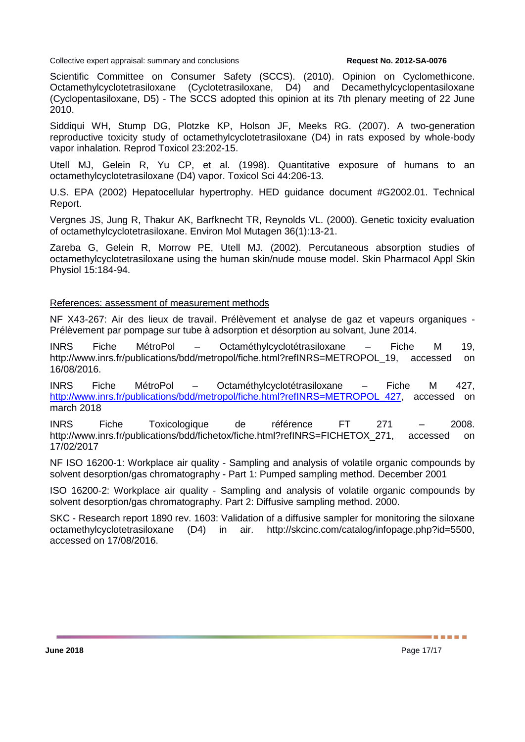Scientific Committee on Consumer Safety (SCCS). (2010). Opinion on Cyclomethicone. Octamethylcyclotetrasiloxane (Cyclotetrasiloxane, D4) and Decamethylcyclopentasiloxane (Cyclopentasiloxane, D5) - The SCCS adopted this opinion at its 7th plenary meeting of 22 June 2010.

Siddiqui WH, Stump DG, Plotzke KP, Holson JF, Meeks RG. (2007). A two-generation reproductive toxicity study of octamethylcyclotetrasiloxane (D4) in rats exposed by whole-body vapor inhalation. Reprod Toxicol 23:202-15.

Utell MJ, Gelein R, Yu CP, et al. (1998). Quantitative exposure of humans to an octamethylcyclotetrasiloxane (D4) vapor. Toxicol Sci 44:206-13.

U.S. EPA (2002) Hepatocellular hypertrophy. HED guidance document #G2002.01. Technical Report.

Vergnes JS, Jung R, Thakur AK, Barfknecht TR, Reynolds VL. (2000). Genetic toxicity evaluation of octamethylcyclotetrasiloxane. Environ Mol Mutagen 36(1):13-21.

Zareba G, Gelein R, Morrow PE, Utell MJ. (2002). Percutaneous absorption studies of octamethylcyclotetrasiloxane using the human skin/nude mouse model. Skin Pharmacol Appl Skin Physiol 15:184-94.

References: assessment of measurement methods

NF X43-267: Air des lieux de travail. Prélèvement et analyse de gaz et vapeurs organiques - Prélèvement par pompage sur tube à adsorption et désorption au solvant, June 2014.

INRS Fiche MétroPol – Octaméthylcyclotétrasiloxane – Fiche M 19, http://www.inrs.fr/publications/bdd/metropol/fiche.html?refINRS=METROPOL_19, accessed on 16/08/2016.

INRS Fiche MétroPol – Octaméthylcyclotétrasiloxane – Fiche M 427, http://www.inrs.fr/publications/bdd/metropol/fiche.html?refINRS=METROPOL_427, accessed on march 2018

INRS Fiche Toxicologique de référence FT 271 – 2008. http://www.inrs.fr/publications/bdd/fichetox/fiche.html?refINRS=FICHETOX_271, accessed on 17/02/2017

NF ISO 16200-1: Workplace air quality - Sampling and analysis of volatile organic compounds by solvent desorption/gas chromatography - Part 1: Pumped sampling method. December 2001

ISO 16200-2: Workplace air quality - Sampling and analysis of volatile organic compounds by solvent desorption/gas chromatography. Part 2: Diffusive sampling method. 2000.

SKC - Research report 1890 rev. 1603: Validation of a diffusive sampler for monitoring the siloxane octamethylcyclotetrasiloxane (D4) in air. http://skcinc.com/catalog/infopage.php?id=5500, accessed on 17/08/2016.